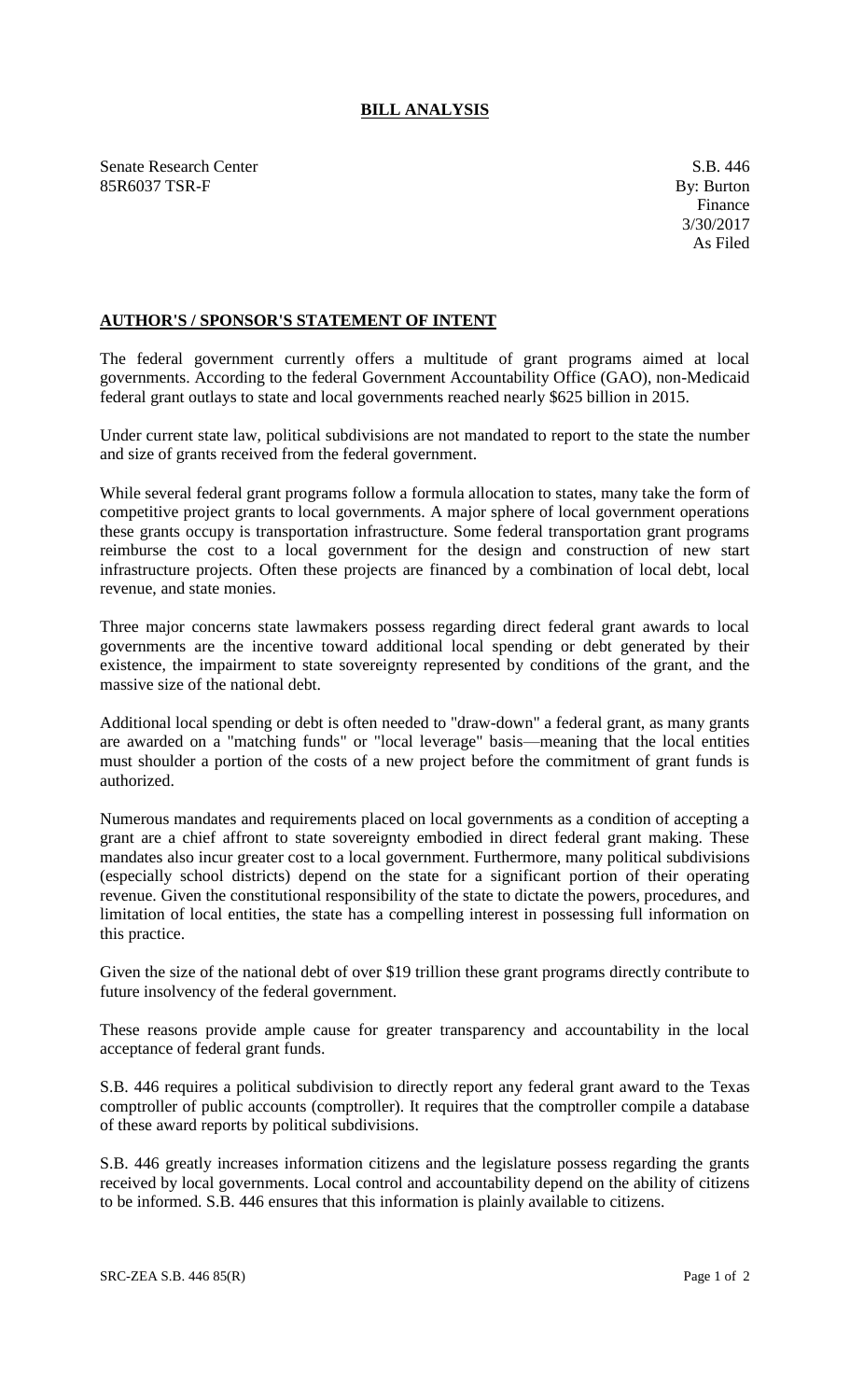# BILL ANALYSIS

Senate Research Center
85R6037 TSR-F

S.B. 446
By: Burton
Finance
3/30/2017
As Filed

## AUTHOR'S / SPONSOR'S STATEMENT OF INTENT

The federal government currently offers a multitude of grant programs aimed at local governments. According to the federal Government Accountability Office (GAO), non-Medicaid federal grant outlays to state and local governments reached nearly $625 billion in 2015.

Under current state law, political subdivisions are not mandated to report to the state the number and size of grants received from the federal government.

While several federal grant programs follow a formula allocation to states, many take the form of competitive project grants to local governments. A major sphere of local government operations these grants occupy is transportation infrastructure. Some federal transportation grant programs reimburse the cost to a local government for the design and construction of new start infrastructure projects. Often these projects are financed by a combination of local debt, local revenue, and state monies.

Three major concerns state lawmakers possess regarding direct federal grant awards to local governments are the incentive toward additional local spending or debt generated by their existence, the impairment to state sovereignty represented by conditions of the grant, and the massive size of the national debt.

Additional local spending or debt is often needed to "draw-down" a federal grant, as many grants are awarded on a "matching funds" or "local leverage" basis—meaning that the local entities must shoulder a portion of the costs of a new project before the commitment of grant funds is authorized.

Numerous mandates and requirements placed on local governments as a condition of accepting a grant are a chief affront to state sovereignty embodied in direct federal grant making. These mandates also incur greater cost to a local government. Furthermore, many political subdivisions (especially school districts) depend on the state for a significant portion of their operating revenue. Given the constitutional responsibility of the state to dictate the powers, procedures, and limitation of local entities, the state has a compelling interest in possessing full information on this practice.

Given the size of the national debt of over $19 trillion these grant programs directly contribute to future insolvency of the federal government.

These reasons provide ample cause for greater transparency and accountability in the local acceptance of federal grant funds.

S.B. 446 requires a political subdivision to directly report any federal grant award to the Texas comptroller of public accounts (comptroller). It requires that the comptroller compile a database of these award reports by political subdivisions.

S.B. 446 greatly increases information citizens and the legislature possess regarding the grants received by local governments. Local control and accountability depend on the ability of citizens to be informed. S.B. 446 ensures that this information is plainly available to citizens.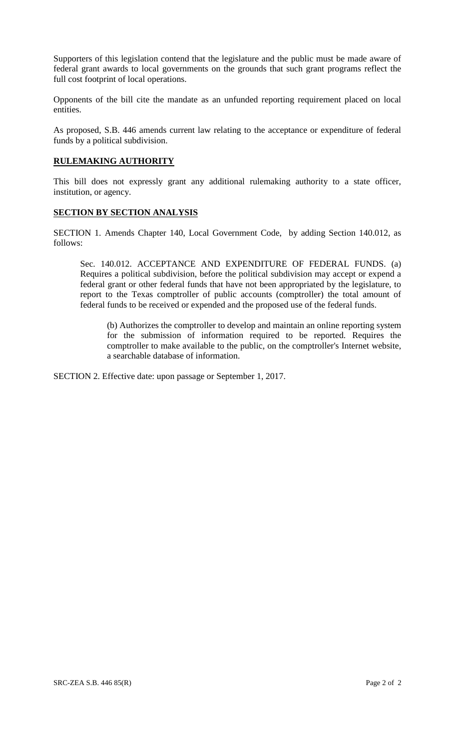Supporters of this legislation contend that the legislature and the public must be made aware of federal grant awards to local governments on the grounds that such grant programs reflect the full cost footprint of local operations.

Opponents of the bill cite the mandate as an unfunded reporting requirement placed on local entities.

As proposed, S.B. 446 amends current law relating to the acceptance or expenditure of federal funds by a political subdivision.

## RULEMAKING AUTHORITY

This bill does not expressly grant any additional rulemaking authority to a state officer, institution, or agency.

## SECTION BY SECTION ANALYSIS

SECTION 1. Amends Chapter 140, Local Government Code, by adding Section 140.012, as follows:

> Sec. 140.012. ACCEPTANCE AND EXPENDITURE OF FEDERAL FUNDS. (a) Requires a political subdivision, before the political subdivision may accept or expend a federal grant or other federal funds that have not been appropriated by the legislature, to report to the Texas comptroller of public accounts (comptroller) the total amount of federal funds to be received or expended and the proposed use of the federal funds.
>
> > (b) Authorizes the comptroller to develop and maintain an online reporting system for the submission of information required to be reported. Requires the comptroller to make available to the public, on the comptroller's Internet website, a searchable database of information.

SECTION 2. Effective date: upon passage or September 1, 2017.